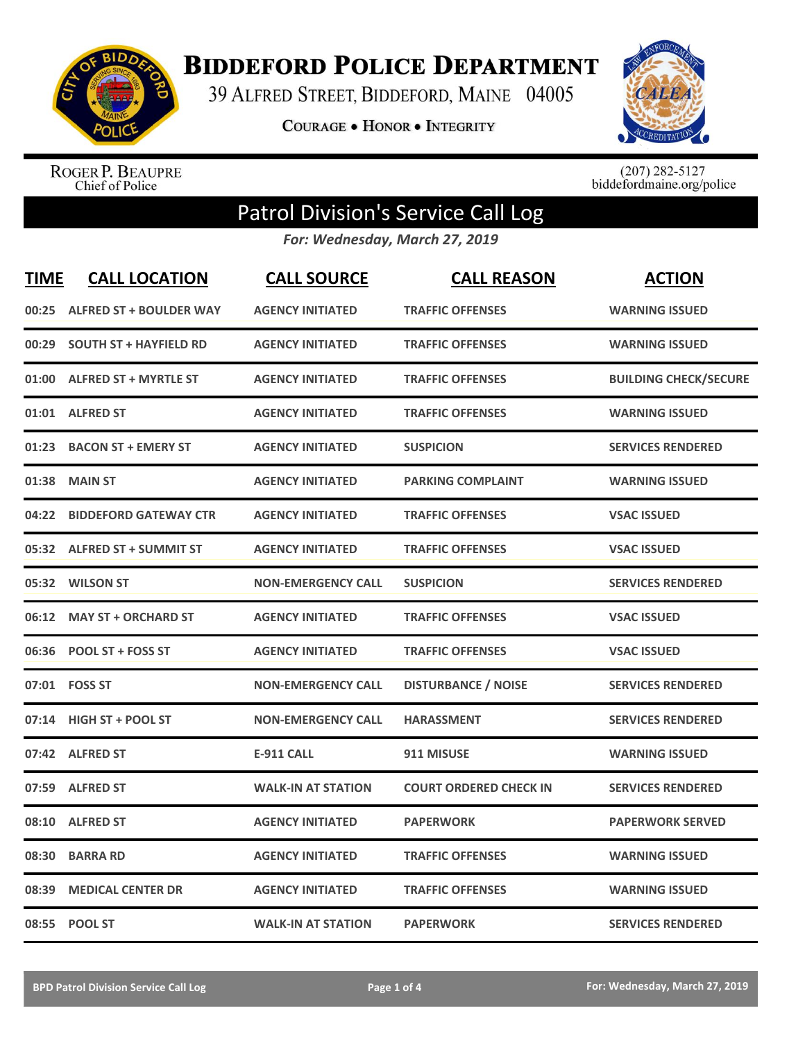# Biddeford Police Department

39 Alfred Street, Biddeford, Maine 04005

**Courage • Honor • Integrity**

Roger P. Beaupre
Chief of Police

(207) 282-5127
biddefordmaine.org/police

## Patrol Division's Service Call Log

***For: Wednesday, March 27, 2019***

| TIME | CALL LOCATION | CALL SOURCE | CALL REASON | ACTION |
|---|---|---|---|---|
| 00:25 | ALFRED ST + BOULDER WAY | AGENCY INITIATED | TRAFFIC OFFENSES | WARNING ISSUED |
| 00:29 | SOUTH ST + HAYFIELD RD | AGENCY INITIATED | TRAFFIC OFFENSES | WARNING ISSUED |
| 01:00 | ALFRED ST + MYRTLE ST | AGENCY INITIATED | TRAFFIC OFFENSES | BUILDING CHECK/SECURE |
| 01:01 | ALFRED ST | AGENCY INITIATED | TRAFFIC OFFENSES | WARNING ISSUED |
| 01:23 | BACON ST + EMERY ST | AGENCY INITIATED | SUSPICION | SERVICES RENDERED |
| 01:38 | MAIN ST | AGENCY INITIATED | PARKING COMPLAINT | WARNING ISSUED |
| 04:22 | BIDDEFORD GATEWAY CTR | AGENCY INITIATED | TRAFFIC OFFENSES | VSAC ISSUED |
| 05:32 | ALFRED ST + SUMMIT ST | AGENCY INITIATED | TRAFFIC OFFENSES | VSAC ISSUED |
| 05:32 | WILSON ST | NON-EMERGENCY CALL | SUSPICION | SERVICES RENDERED |
| 06:12 | MAY ST + ORCHARD ST | AGENCY INITIATED | TRAFFIC OFFENSES | VSAC ISSUED |
| 06:36 | POOL ST + FOSS ST | AGENCY INITIATED | TRAFFIC OFFENSES | VSAC ISSUED |
| 07:01 | FOSS ST | NON-EMERGENCY CALL | DISTURBANCE / NOISE | SERVICES RENDERED |
| 07:14 | HIGH ST + POOL ST | NON-EMERGENCY CALL | HARASSMENT | SERVICES RENDERED |
| 07:42 | ALFRED ST | E-911 CALL | 911 MISUSE | WARNING ISSUED |
| 07:59 | ALFRED ST | WALK-IN AT STATION | COURT ORDERED CHECK IN | SERVICES RENDERED |
| 08:10 | ALFRED ST | AGENCY INITIATED | PAPERWORK | PAPERWORK SERVED |
| 08:30 | BARRA RD | AGENCY INITIATED | TRAFFIC OFFENSES | WARNING ISSUED |
| 08:39 | MEDICAL CENTER DR | AGENCY INITIATED | TRAFFIC OFFENSES | WARNING ISSUED |
| 08:55 | POOL ST | WALK-IN AT STATION | PAPERWORK | SERVICES RENDERED |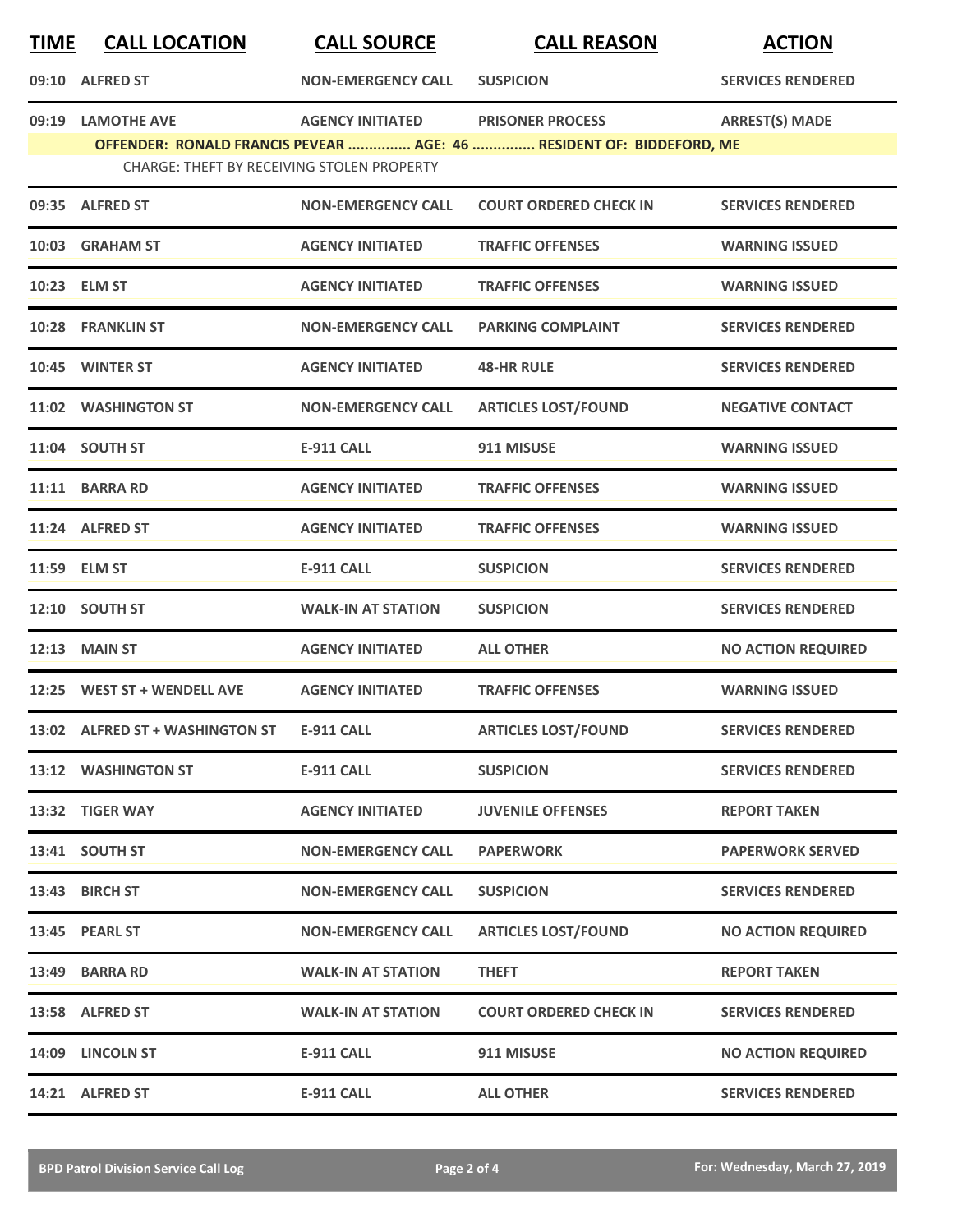| TIME | CALL LOCATION | CALL SOURCE | CALL REASON | ACTION |
|---|---|---|---|---|
| 09:10 | ALFRED ST | NON-EMERGENCY CALL | SUSPICION | SERVICES RENDERED |
| 09:19 | LAMOTHE AVE | AGENCY INITIATED | PRISONER PROCESS | ARREST(S) MADE |
| | OFFENDER: RONALD FRANCIS PEVEAR ............... AGE: 46 ............... RESIDENT OF: BIDDEFORD, ME | | | |
| | CHARGE: THEFT BY RECEIVING STOLEN PROPERTY | | | |
| 09:35 | ALFRED ST | NON-EMERGENCY CALL | COURT ORDERED CHECK IN | SERVICES RENDERED |
| 10:03 | GRAHAM ST | AGENCY INITIATED | TRAFFIC OFFENSES | WARNING ISSUED |
| 10:23 | ELM ST | AGENCY INITIATED | TRAFFIC OFFENSES | WARNING ISSUED |
| 10:28 | FRANKLIN ST | NON-EMERGENCY CALL | PARKING COMPLAINT | SERVICES RENDERED |
| 10:45 | WINTER ST | AGENCY INITIATED | 48-HR RULE | SERVICES RENDERED |
| 11:02 | WASHINGTON ST | NON-EMERGENCY CALL | ARTICLES LOST/FOUND | NEGATIVE CONTACT |
| 11:04 | SOUTH ST | E-911 CALL | 911 MISUSE | WARNING ISSUED |
| 11:11 | BARRA RD | AGENCY INITIATED | TRAFFIC OFFENSES | WARNING ISSUED |
| 11:24 | ALFRED ST | AGENCY INITIATED | TRAFFIC OFFENSES | WARNING ISSUED |
| 11:59 | ELM ST | E-911 CALL | SUSPICION | SERVICES RENDERED |
| 12:10 | SOUTH ST | WALK-IN AT STATION | SUSPICION | SERVICES RENDERED |
| 12:13 | MAIN ST | AGENCY INITIATED | ALL OTHER | NO ACTION REQUIRED |
| 12:25 | WEST ST + WENDELL AVE | AGENCY INITIATED | TRAFFIC OFFENSES | WARNING ISSUED |
| 13:02 | ALFRED ST + WASHINGTON ST | E-911 CALL | ARTICLES LOST/FOUND | SERVICES RENDERED |
| 13:12 | WASHINGTON ST | E-911 CALL | SUSPICION | SERVICES RENDERED |
| 13:32 | TIGER WAY | AGENCY INITIATED | JUVENILE OFFENSES | REPORT TAKEN |
| 13:41 | SOUTH ST | NON-EMERGENCY CALL | PAPERWORK | PAPERWORK SERVED |
| 13:43 | BIRCH ST | NON-EMERGENCY CALL | SUSPICION | SERVICES RENDERED |
| 13:45 | PEARL ST | NON-EMERGENCY CALL | ARTICLES LOST/FOUND | NO ACTION REQUIRED |
| 13:49 | BARRA RD | WALK-IN AT STATION | THEFT | REPORT TAKEN |
| 13:58 | ALFRED ST | WALK-IN AT STATION | COURT ORDERED CHECK IN | SERVICES RENDERED |
| 14:09 | LINCOLN ST | E-911 CALL | 911 MISUSE | NO ACTION REQUIRED |
| 14:21 | ALFRED ST | E-911 CALL | ALL OTHER | SERVICES RENDERED |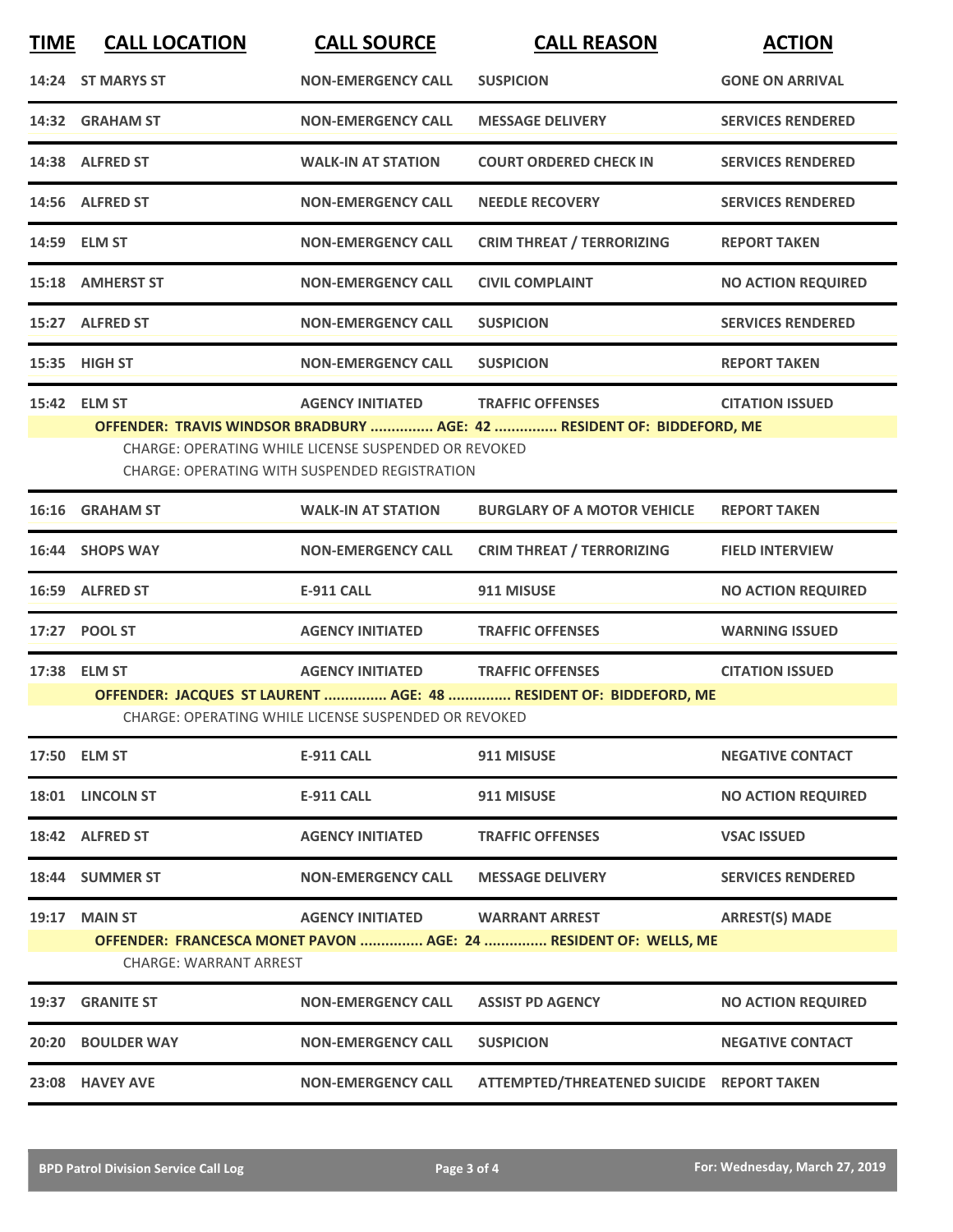| TIME | CALL LOCATION | CALL SOURCE | CALL REASON | ACTION |
|---|---|---|---|---|
| 14:24 | ST MARYS ST | NON-EMERGENCY CALL | SUSPICION | GONE ON ARRIVAL |
| 14:32 | GRAHAM ST | NON-EMERGENCY CALL | MESSAGE DELIVERY | SERVICES RENDERED |
| 14:38 | ALFRED ST | WALK-IN AT STATION | COURT ORDERED CHECK IN | SERVICES RENDERED |
| 14:56 | ALFRED ST | NON-EMERGENCY CALL | NEEDLE RECOVERY | SERVICES RENDERED |
| 14:59 | ELM ST | NON-EMERGENCY CALL | CRIM THREAT / TERRORIZING | REPORT TAKEN |
| 15:18 | AMHERST ST | NON-EMERGENCY CALL | CIVIL COMPLAINT | NO ACTION REQUIRED |
| 15:27 | ALFRED ST | NON-EMERGENCY CALL | SUSPICION | SERVICES RENDERED |
| 15:35 | HIGH ST | NON-EMERGENCY CALL | SUSPICION | REPORT TAKEN |
| 15:42 | ELM ST | AGENCY INITIATED | TRAFFIC OFFENSES | CITATION ISSUED |

**OFFENDER: TRAVIS WINDSOR BRADBURY ............... AGE: 42 ............... RESIDENT OF: BIDDEFORD, ME**

CHARGE: OPERATING WHILE LICENSE SUSPENDED OR REVOKED
CHARGE: OPERATING WITH SUSPENDED REGISTRATION

| TIME | CALL LOCATION | CALL SOURCE | CALL REASON | ACTION |
|---|---|---|---|---|
| 16:16 | GRAHAM ST | WALK-IN AT STATION | BURGLARY OF A MOTOR VEHICLE | REPORT TAKEN |
| 16:44 | SHOPS WAY | NON-EMERGENCY CALL | CRIM THREAT / TERRORIZING | FIELD INTERVIEW |
| 16:59 | ALFRED ST | E-911 CALL | 911 MISUSE | NO ACTION REQUIRED |
| 17:27 | POOL ST | AGENCY INITIATED | TRAFFIC OFFENSES | WARNING ISSUED |
| 17:38 | ELM ST | AGENCY INITIATED | TRAFFIC OFFENSES | CITATION ISSUED |

**OFFENDER: JACQUES ST LAURENT ............... AGE: 48 ............... RESIDENT OF: BIDDEFORD, ME**

CHARGE: OPERATING WHILE LICENSE SUSPENDED OR REVOKED

| TIME | CALL LOCATION | CALL SOURCE | CALL REASON | ACTION |
|---|---|---|---|---|
| 17:50 | ELM ST | E-911 CALL | 911 MISUSE | NEGATIVE CONTACT |
| 18:01 | LINCOLN ST | E-911 CALL | 911 MISUSE | NO ACTION REQUIRED |
| 18:42 | ALFRED ST | AGENCY INITIATED | TRAFFIC OFFENSES | VSAC ISSUED |
| 18:44 | SUMMER ST | NON-EMERGENCY CALL | MESSAGE DELIVERY | SERVICES RENDERED |
| 19:17 | MAIN ST | AGENCY INITIATED | WARRANT ARREST | ARREST(S) MADE |

**OFFENDER: FRANCESCA MONET PAVON ............... AGE: 24 ............... RESIDENT OF: WELLS, ME**

CHARGE: WARRANT ARREST

| TIME | CALL LOCATION | CALL SOURCE | CALL REASON | ACTION |
|---|---|---|---|---|
| 19:37 | GRANITE ST | NON-EMERGENCY CALL | ASSIST PD AGENCY | NO ACTION REQUIRED |
| 20:20 | BOULDER WAY | NON-EMERGENCY CALL | SUSPICION | NEGATIVE CONTACT |
| 23:08 | HAVEY AVE | NON-EMERGENCY CALL | ATTEMPTED/THREATENED SUICIDE | REPORT TAKEN |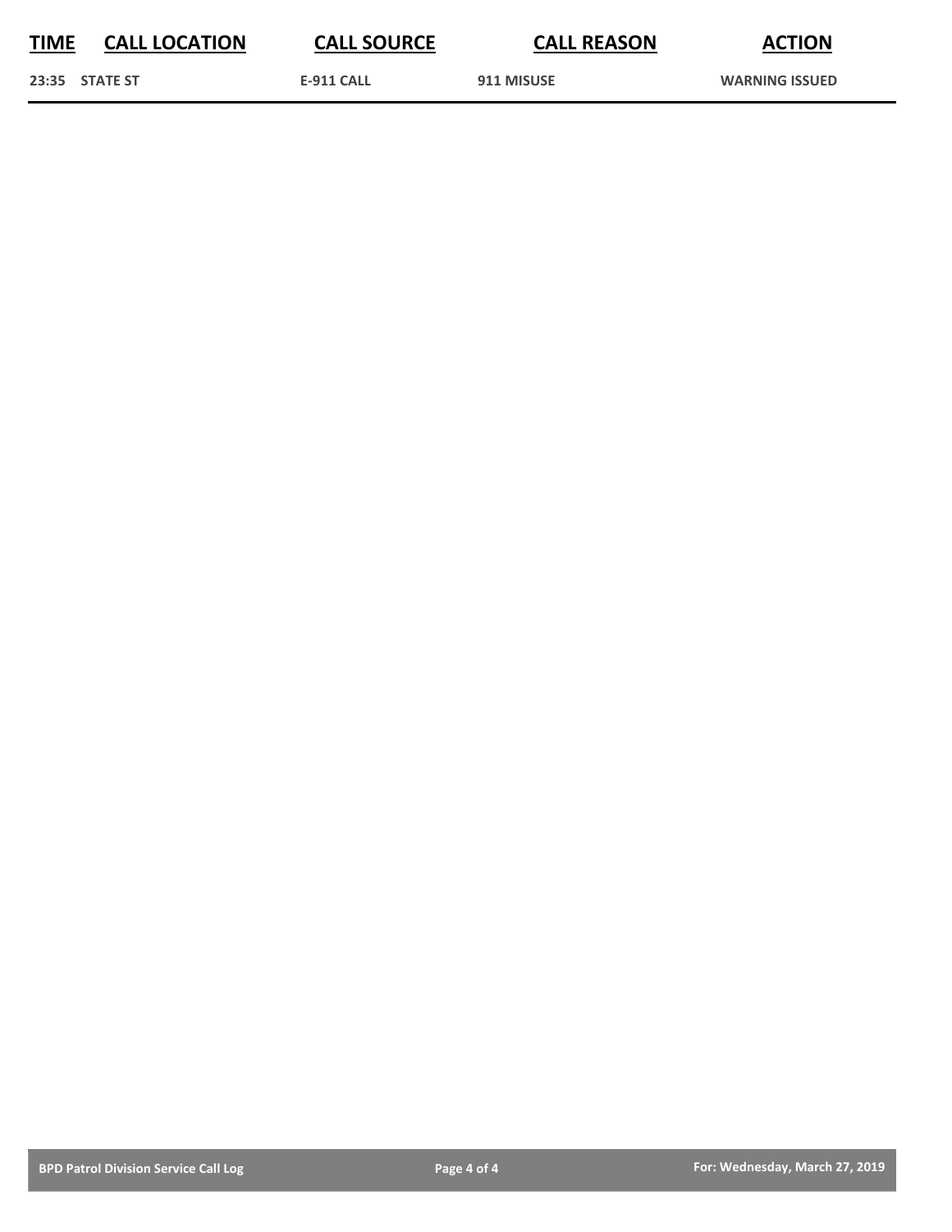| TIME | CALL LOCATION | CALL SOURCE | CALL REASON | ACTION |
| --- | --- | --- | --- | --- |
| 23:35 | STATE ST | E-911 CALL | 911 MISUSE | WARNING ISSUED |